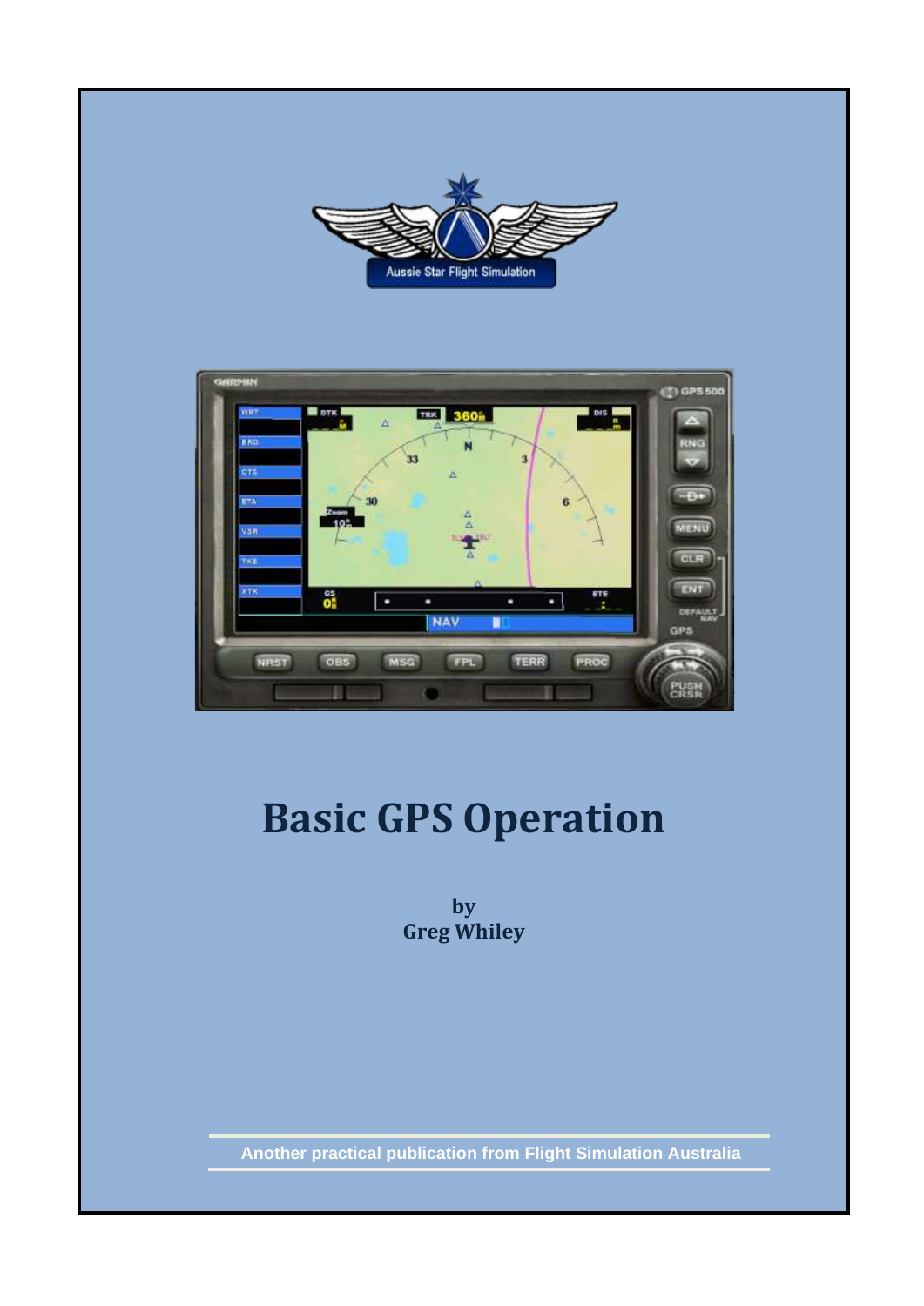# Basic GPS Operation

**by**
**Greg Whiley**

Another practical publication from Flight Simulation Australia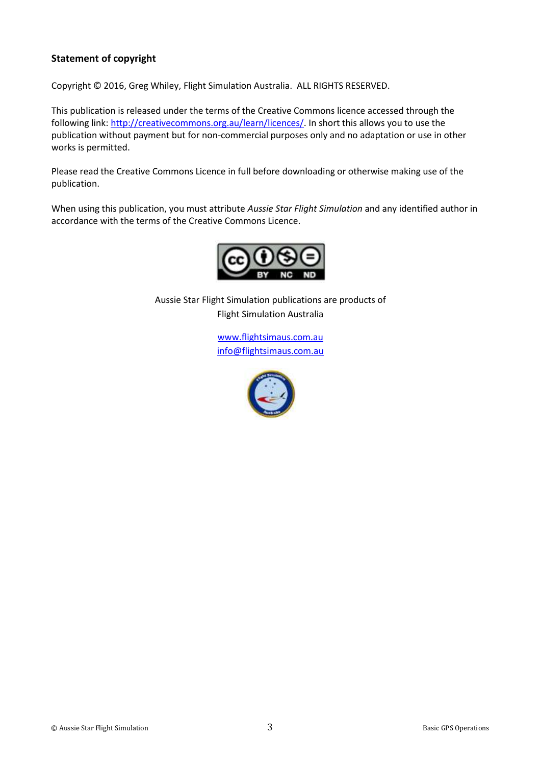**Statement of copyright**

Copyright © 2016, Greg Whiley, Flight Simulation Australia. ALL RIGHTS RESERVED.

This publication is released under the terms of the Creative Commons licence accessed through the following link: http://creativecommons.org.au/learn/licences/. In short this allows you to use the publication without payment but for non-commercial purposes only and no adaptation or use in other works is permitted.

Please read the Creative Commons Licence in full before downloading or otherwise making use of the publication.

When using this publication, you must attribute *Aussie Star Flight Simulation* and any identified author in accordance with the terms of the Creative Commons Licence.

Aussie Star Flight Simulation publications are products of
Flight Simulation Australia

www.flightsimaus.com.au
info@flightsimaus.com.au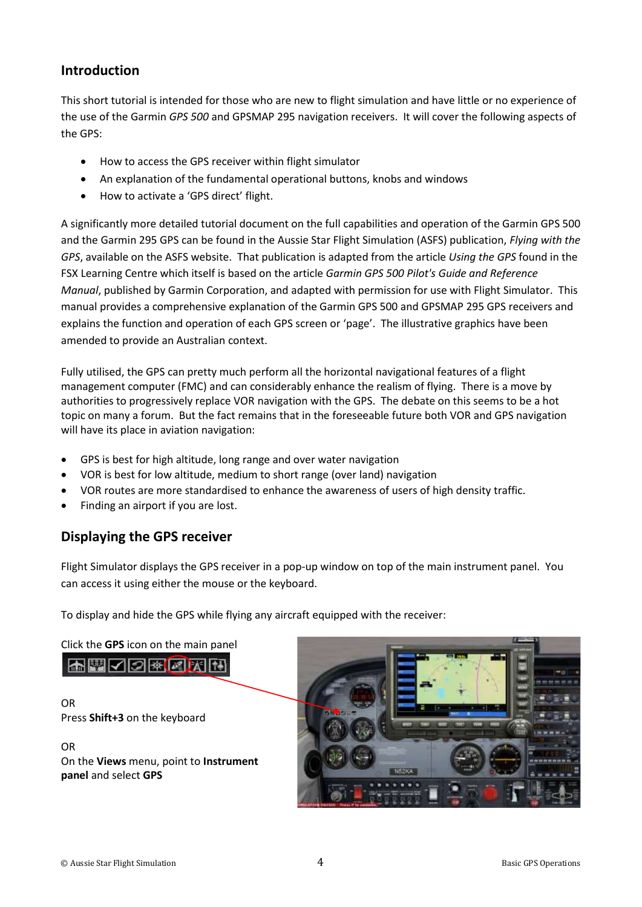## Introduction

This short tutorial is intended for those who are new to flight simulation and have little or no experience of the use of the Garmin *GPS 500* and GPSMAP 295 navigation receivers. It will cover the following aspects of the GPS:

- How to access the GPS receiver within flight simulator
- An explanation of the fundamental operational buttons, knobs and windows
- How to activate a 'GPS direct' flight.

A significantly more detailed tutorial document on the full capabilities and operation of the Garmin GPS 500 and the Garmin 295 GPS can be found in the Aussie Star Flight Simulation (ASFS) publication, *Flying with the GPS*, available on the ASFS website. That publication is adapted from the article *Using the GPS* found in the FSX Learning Centre which itself is based on the article *Garmin GPS 500 Pilot's Guide and Reference Manual*, published by Garmin Corporation, and adapted with permission for use with Flight Simulator. This manual provides a comprehensive explanation of the Garmin GPS 500 and GPSMAP 295 GPS receivers and explains the function and operation of each GPS screen or 'page'. The illustrative graphics have been amended to provide an Australian context.

Fully utilised, the GPS can pretty much perform all the horizontal navigational features of a flight management computer (FMC) and can considerably enhance the realism of flying. There is a move by authorities to progressively replace VOR navigation with the GPS. The debate on this seems to be a hot topic on many a forum. But the fact remains that in the foreseeable future both VOR and GPS navigation will have its place in aviation navigation:

- GPS is best for high altitude, long range and over water navigation
- VOR is best for low altitude, medium to short range (over land) navigation
- VOR routes are more standardised to enhance the awareness of users of high density traffic.
- Finding an airport if you are lost.

## Displaying the GPS receiver

Flight Simulator displays the GPS receiver in a pop-up window on top of the main instrument panel. You can access it using either the mouse or the keyboard.

To display and hide the GPS while flying any aircraft equipped with the receiver:

Click the **GPS** icon on the main panel

OR
Press **Shift+3** on the keyboard

OR
On the **Views** menu, point to **Instrument panel** and select **GPS**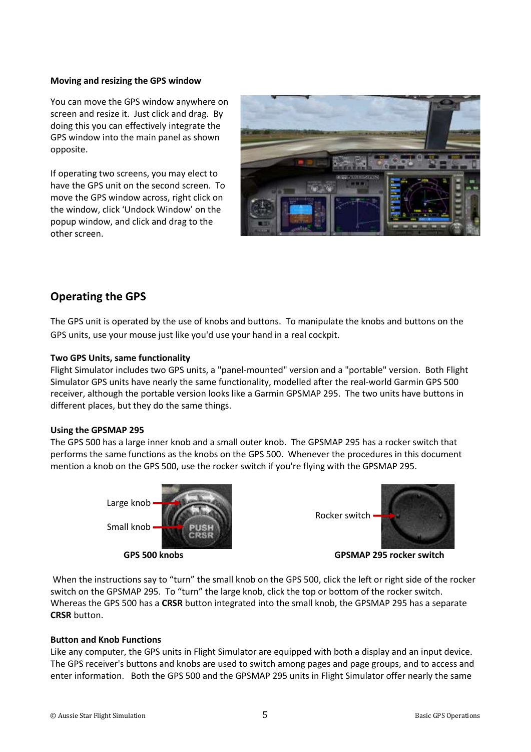**Moving and resizing the GPS window**

You can move the GPS window anywhere on screen and resize it. Just click and drag. By doing this you can effectively integrate the GPS window into the main panel as shown opposite.

If operating two screens, you may elect to have the GPS unit on the second screen. To move the GPS window across, right click on the window, click 'Undock Window' on the popup window, and click and drag to the other screen.

## Operating the GPS

The GPS unit is operated by the use of knobs and buttons. To manipulate the knobs and buttons on the GPS units, use your mouse just like you'd use your hand in a real cockpit.

**Two GPS Units, same functionality**

Flight Simulator includes two GPS units, a "panel-mounted" version and a "portable" version. Both Flight Simulator GPS units have nearly the same functionality, modelled after the real-world Garmin GPS 500 receiver, although the portable version looks like a Garmin GPSMAP 295. The two units have buttons in different places, but they do the same things.

**Using the GPSMAP 295**

The GPS 500 has a large inner knob and a small outer knob. The GPSMAP 295 has a rocker switch that performs the same functions as the knobs on the GPS 500. Whenever the procedures in this document mention a knob on the GPS 500, use the rocker switch if you're flying with the GPSMAP 295.

Large knob

Small knob

**GPS 500 knobs**

Rocker switch

**GPSMAP 295 rocker switch**

When the instructions say to "turn" the small knob on the GPS 500, click the left or right side of the rocker switch on the GPSMAP 295. To "turn" the large knob, click the top or bottom of the rocker switch. Whereas the GPS 500 has a **CRSR** button integrated into the small knob, the GPSMAP 295 has a separate **CRSR** button.

**Button and Knob Functions**

Like any computer, the GPS units in Flight Simulator are equipped with both a display and an input device. The GPS receiver's buttons and knobs are used to switch among pages and page groups, and to access and enter information. Both the GPS 500 and the GPSMAP 295 units in Flight Simulator offer nearly the same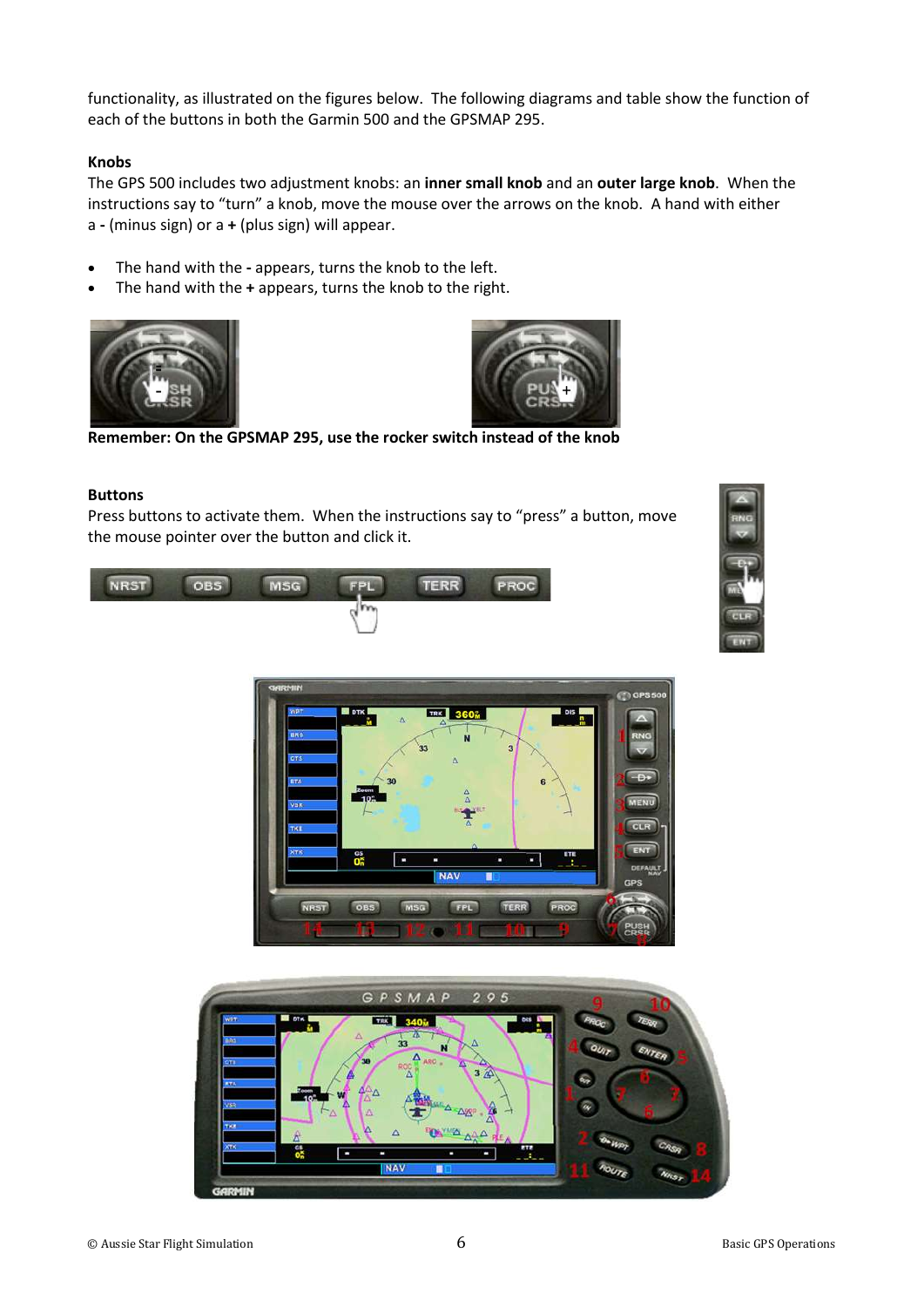functionality, as illustrated on the figures below. The following diagrams and table show the function of each of the buttons in both the Garmin 500 and the GPSMAP 295.

### Knobs

The GPS 500 includes two adjustment knobs: an **inner small knob** and an **outer large knob**. When the instructions say to "turn" a knob, move the mouse over the arrows on the knob. A hand with either a **-** (minus sign) or a **+** (plus sign) will appear.

- The hand with the **-** appears, turns the knob to the left.
- The hand with the **+** appears, turns the knob to the right.

**Remember: On the GPSMAP 295, use the rocker switch instead of the knob**

### Buttons

Press buttons to activate them. When the instructions say to "press" a button, move the mouse pointer over the button and click it.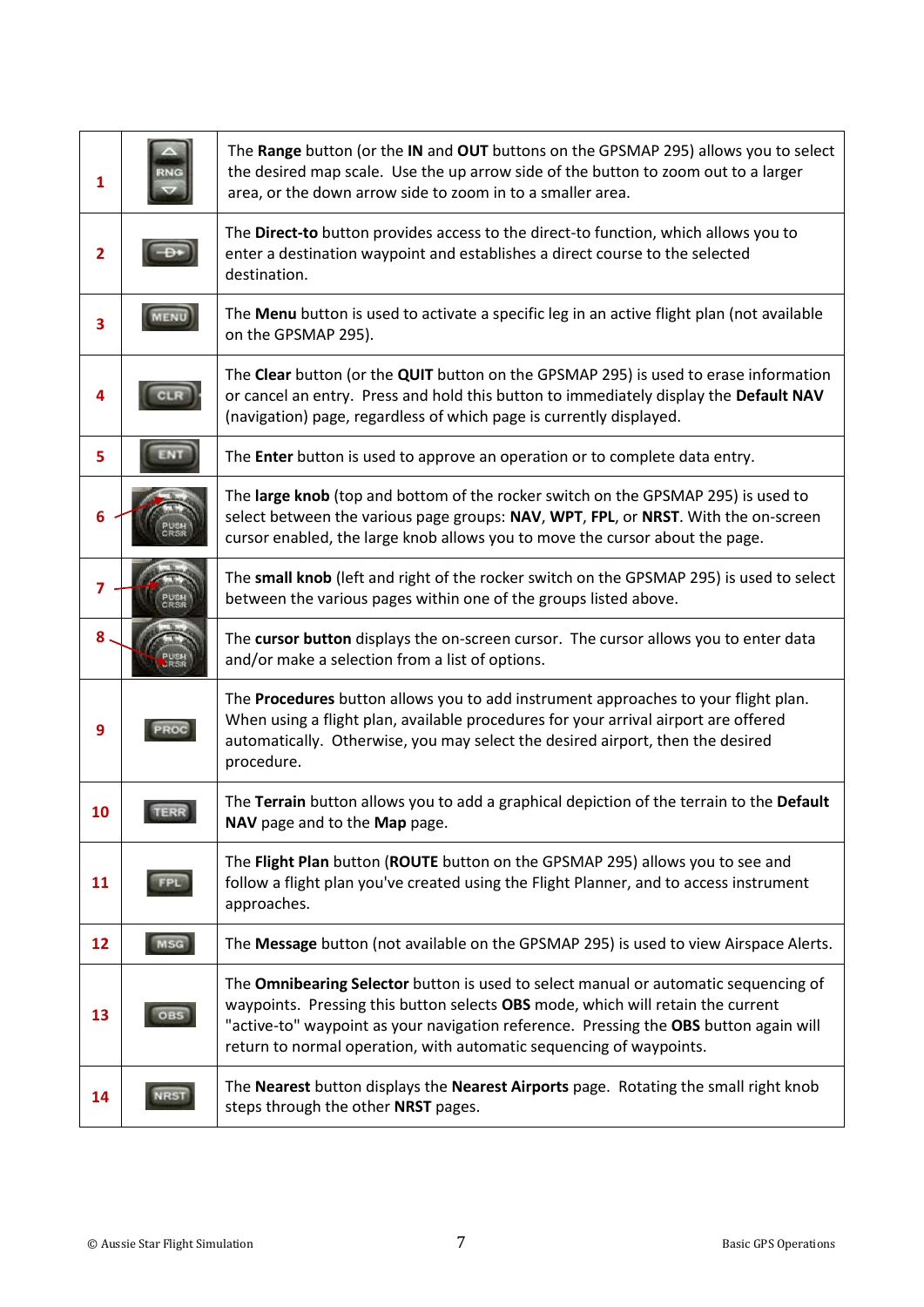| | | |
|---|---|---|
| 1 | RNG | The **Range** button (or the **IN** and **OUT** buttons on the GPSMAP 295) allows you to select the desired map scale. Use the up arrow side of the button to zoom out to a larger area, or the down arrow side to zoom in to a smaller area. |
| 2 | -D> | The **Direct-to** button provides access to the direct-to function, which allows you to enter a destination waypoint and establishes a direct course to the selected destination. |
| 3 | MENU | The **Menu** button is used to activate a specific leg in an active flight plan (not available on the GPSMAP 295). |
| 4 | CLR | The **Clear** button (or the **QUIT** button on the GPSMAP 295) is used to erase information or cancel an entry. Press and hold this button to immediately display the **Default NAV** (navigation) page, regardless of which page is currently displayed. |
| 5 | ENT | The **Enter** button is used to approve an operation or to complete data entry. |
| 6 | PUSH CRSR | The **large knob** (top and bottom of the rocker switch on the GPSMAP 295) is used to select between the various page groups: **NAV**, **WPT**, **FPL**, or **NRST**. With the on-screen cursor enabled, the large knob allows you to move the cursor about the page. |
| 7 | PUSH CRSR | The **small knob** (left and right of the rocker switch on the GPSMAP 295) is used to select between the various pages within one of the groups listed above. |
| 8 | PUSH CRSR | The **cursor button** displays the on-screen cursor. The cursor allows you to enter data and/or make a selection from a list of options. |
| 9 | PROC | The **Procedures** button allows you to add instrument approaches to your flight plan. When using a flight plan, available procedures for your arrival airport are offered automatically. Otherwise, you may select the desired airport, then the desired procedure. |
| 10 | TERR | The **Terrain** button allows you to add a graphical depiction of the terrain to the **Default NAV** page and to the **Map** page. |
| 11 | FPL | The **Flight Plan** button (**ROUTE** button on the GPSMAP 295) allows you to see and follow a flight plan you've created using the Flight Planner, and to access instrument approaches. |
| 12 | MSG | The **Message** button (not available on the GPSMAP 295) is used to view Airspace Alerts. |
| 13 | OBS | The **Omnibearing Selector** button is used to select manual or automatic sequencing of waypoints. Pressing this button selects **OBS** mode, which will retain the current "active-to" waypoint as your navigation reference. Pressing the **OBS** button again will return to normal operation, with automatic sequencing of waypoints. |
| 14 | NRST | The **Nearest** button displays the **Nearest Airports** page. Rotating the small right knob steps through the other **NRST** pages. |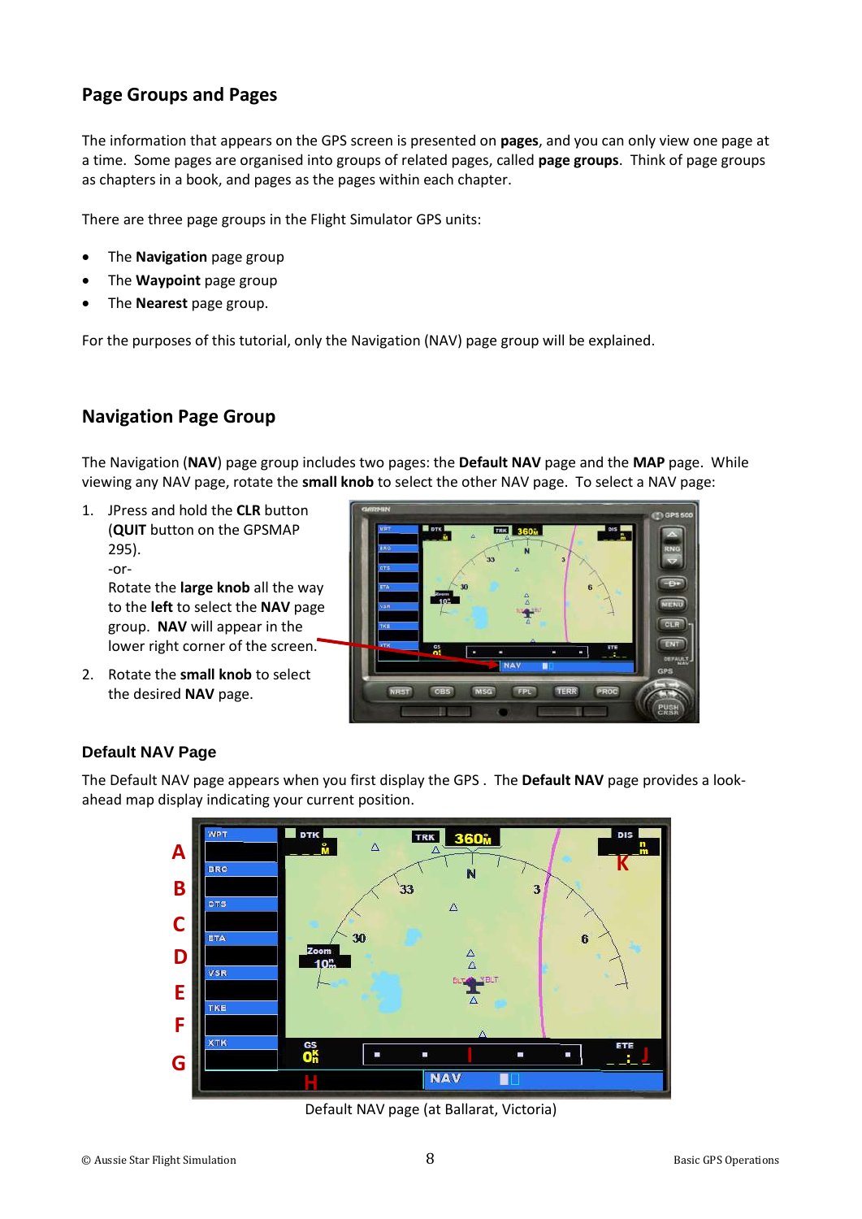## Page Groups and Pages

The information that appears on the GPS screen is presented on **pages**, and you can only view one page at a time. Some pages are organised into groups of related pages, called **page groups**. Think of page groups as chapters in a book, and pages as the pages within each chapter.

There are three page groups in the Flight Simulator GPS units:

- The **Navigation** page group
- The **Waypoint** page group
- The **Nearest** page group.

For the purposes of this tutorial, only the Navigation (NAV) page group will be explained.

## Navigation Page Group

The Navigation (**NAV**) page group includes two pages: the **Default NAV** page and the **MAP** page. While viewing any NAV page, rotate the **small knob** to select the other NAV page. To select a NAV page:

1. JPress and hold the **CLR** button (**QUIT** button on the GPSMAP 295).
   -or-
   Rotate the **large knob** all the way to the **left** to select the **NAV** page group. **NAV** will appear in the lower right corner of the screen.
2. Rotate the **small knob** to select the desired **NAV** page.

### Default NAV Page

The Default NAV page appears when you first display the GPS . The **Default NAV** page provides a look-ahead map display indicating your current position.

Default NAV page (at Ballarat, Victoria)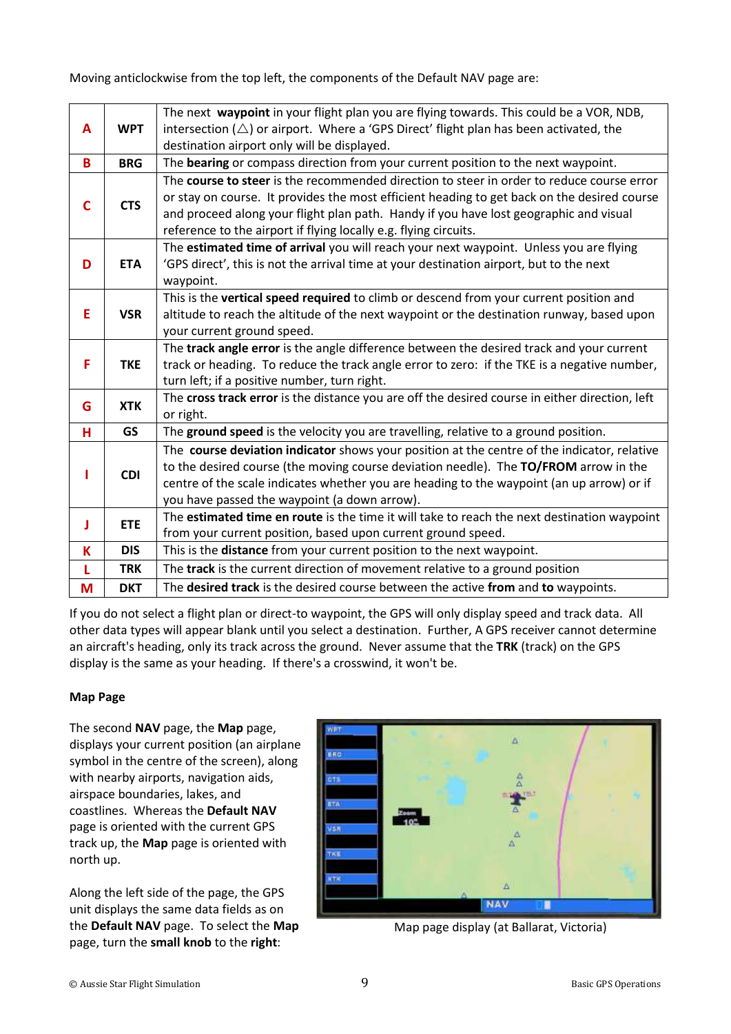Moving anticlockwise from the top left, the components of the Default NAV page are:

| | | |
|---|---|---|
| A | WPT | The next **waypoint** in your flight plan you are flying towards. This could be a VOR, NDB, intersection (△) or airport. Where a 'GPS Direct' flight plan has been activated, the destination airport only will be displayed. |
| B | BRG | The **bearing** or compass direction from your current position to the next waypoint. |
| C | CTS | The **course to steer** is the recommended direction to steer in order to reduce course error or stay on course. It provides the most efficient heading to get back on the desired course and proceed along your flight plan path. Handy if you have lost geographic and visual reference to the airport if flying locally e.g. flying circuits. |
| D | ETA | The **estimated time of arrival** you will reach your next waypoint. Unless you are flying 'GPS direct', this is not the arrival time at your destination airport, but to the next waypoint. |
| E | VSR | This is the **vertical speed required** to climb or descend from your current position and altitude to reach the altitude of the next waypoint or the destination runway, based upon your current ground speed. |
| F | TKE | The **track angle error** is the angle difference between the desired track and your current track or heading. To reduce the track angle error to zero: if the TKE is a negative number, turn left; if a positive number, turn right. |
| G | XTK | The **cross track error** is the distance you are off the desired course in either direction, left or right. |
| H | GS | The **ground speed** is the velocity you are travelling, relative to a ground position. |
| I | CDI | The **course deviation indicator** shows your position at the centre of the indicator, relative to the desired course (the moving course deviation needle). The **TO/FROM** arrow in the centre of the scale indicates whether you are heading to the waypoint (an up arrow) or if you have passed the waypoint (a down arrow). |
| J | ETE | The **estimated time en route** is the time it will take to reach the next destination waypoint from your current position, based upon current ground speed. |
| K | DIS | This is the **distance** from your current position to the next waypoint. |
| L | TRK | The **track** is the current direction of movement relative to a ground position |
| M | DKT | The **desired track** is the desired course between the active **from** and **to** waypoints. |

If you do not select a flight plan or direct-to waypoint, the GPS will only display speed and track data. All other data types will appear blank until you select a destination. Further, A GPS receiver cannot determine an aircraft's heading, only its track across the ground. Never assume that the **TRK** (track) on the GPS display is the same as your heading. If there's a crosswind, it won't be.

**Map Page**

The second **NAV** page, the **Map** page, displays your current position (an airplane symbol in the centre of the screen), along with nearby airports, navigation aids, airspace boundaries, lakes, and coastlines. Whereas the **Default NAV** page is oriented with the current GPS track up, the **Map** page is oriented with north up.

Along the left side of the page, the GPS unit displays the same data fields as on the **Default NAV** page. To select the **Map** page, turn the **small knob** to the **right**:

Map page display (at Ballarat, Victoria)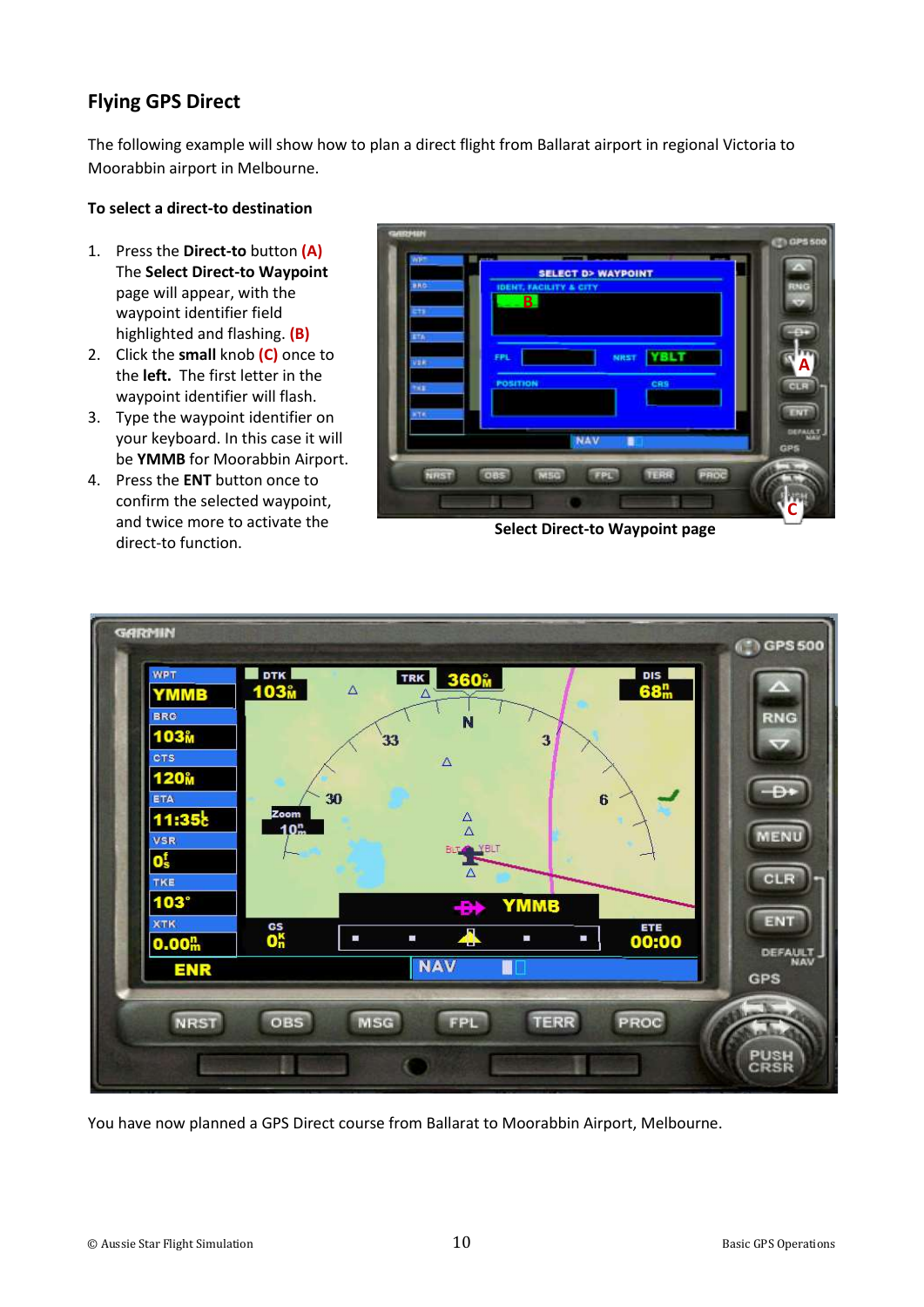## Flying GPS Direct

The following example will show how to plan a direct flight from Ballarat airport in regional Victoria to Moorabbin airport in Melbourne.

**To select a direct-to destination**

1. Press the **Direct-to** button **(A)** The **Select Direct-to Waypoint** page will appear, with the waypoint identifier field highlighted and flashing. **(B)**
2. Click the **small** knob **(C)** once to the **left.** The first letter in the waypoint identifier will flash.
3. Type the waypoint identifier on your keyboard. In this case it will be **YMMB** for Moorabbin Airport.
4. Press the **ENT** button once to confirm the selected waypoint, and twice more to activate the direct-to function.

**Select Direct-to Waypoint page**

You have now planned a GPS Direct course from Ballarat to Moorabbin Airport, Melbourne.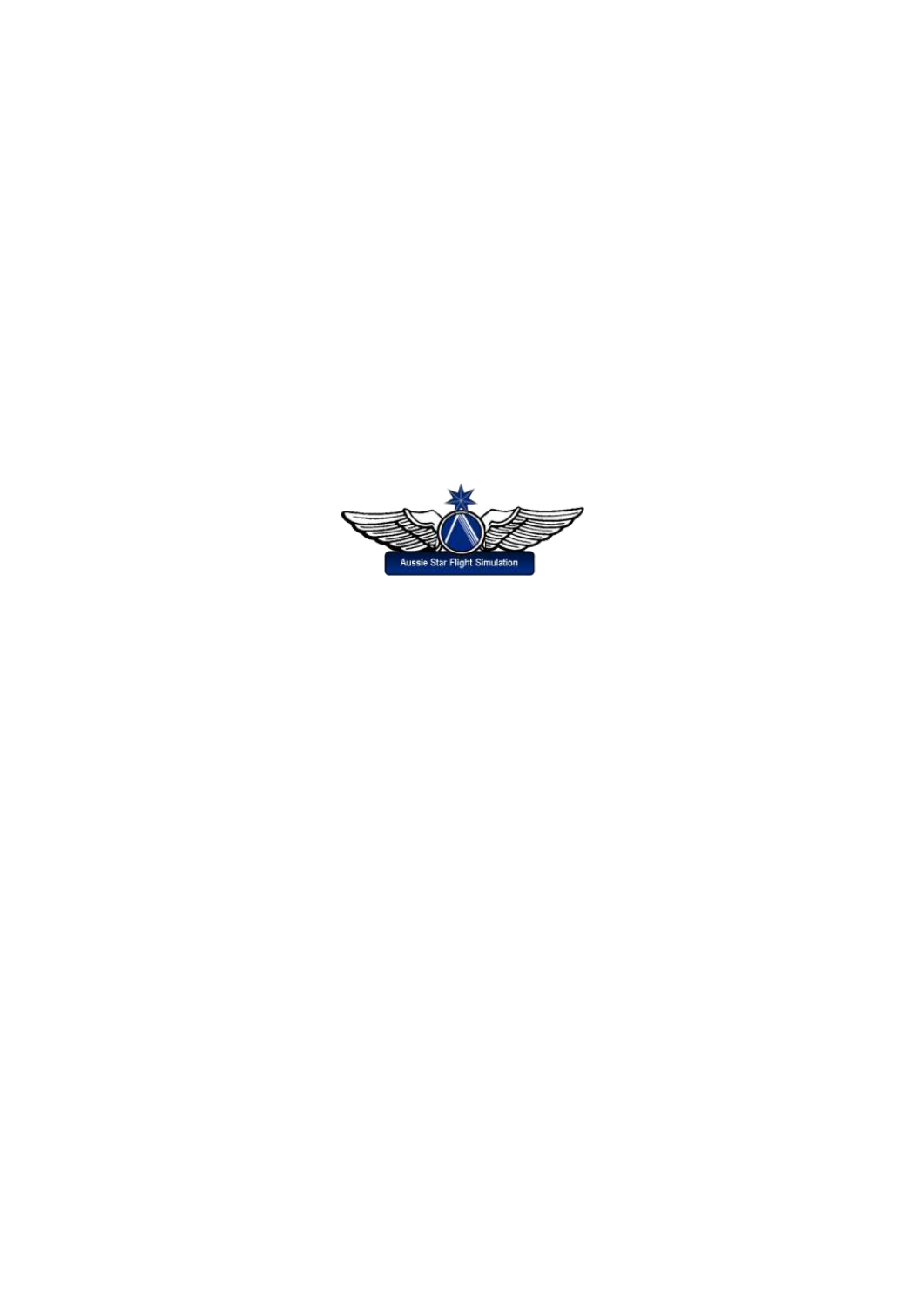Aussie Star Flight Simulation